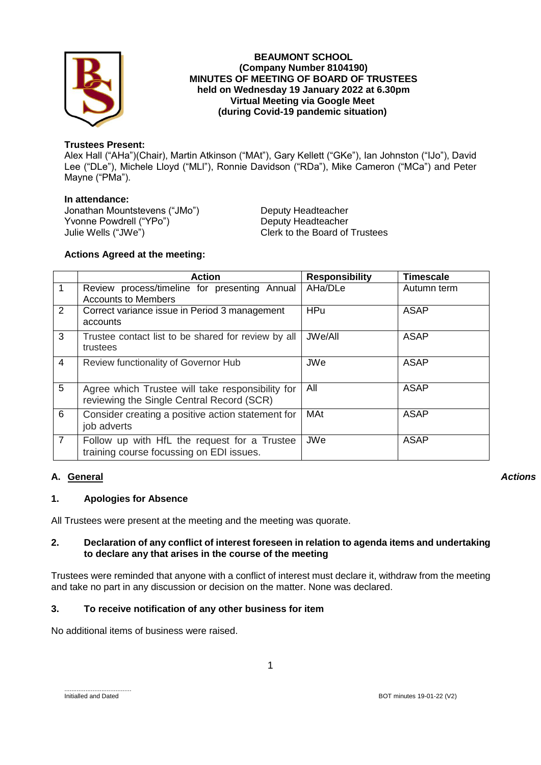**BEAUMONT SCHOOL**
**(Company Number 8104190)**
**MINUTES OF MEETING OF BOARD OF TRUSTEES**
**held on Wednesday 19 January 2022 at 6.30pm**
**Virtual Meeting via Google Meet**
**(during Covid-19 pandemic situation)**

**Trustees Present:**
Alex Hall ("AHa")(Chair), Martin Atkinson ("MAt"), Gary Kellett ("GKe"), Ian Johnston ("IJo"), David Lee ("DLe"), Michele Lloyd ("MLl"), Ronnie Davidson ("RDa"), Mike Cameron ("MCa") and Peter Mayne ("PMa").

**In attendance:**

| | |
|---|---|
| Jonathan Mountstevens ("JMo") | Deputy Headteacher |
| Yvonne Powdrell ("YPo") | Deputy Headteacher |
| Julie Wells ("JWe") | Clerk to the Board of Trustees |

**Actions Agreed at the meeting:**

| | Action | Responsibility | Timescale |
|---|---|---|---|
| 1 | Review process/timeline for presenting Annual Accounts to Members | AHa/DLe | Autumn term |
| 2 | Correct variance issue in Period 3 management accounts | HPu | ASAP |
| 3 | Trustee contact list to be shared for review by all trustees | JWe/All | ASAP |
| 4 | Review functionality of Governor Hub | JWe | ASAP |
| 5 | Agree which Trustee will take responsibility for reviewing the Single Central Record (SCR) | All | ASAP |
| 6 | Consider creating a positive action statement for job adverts | MAt | ASAP |
| 7 | Follow up with HfL the request for a Trustee training course focussing on EDI issues. | JWe | ASAP |

## A. General *Actions*

### 1. Apologies for Absence

All Trustees were present at the meeting and the meeting was quorate.

### 2. Declaration of any conflict of interest foreseen in relation to agenda items and undertaking to declare any that arises in the course of the meeting

Trustees were reminded that anyone with a conflict of interest must declare it, withdraw from the meeting and take no part in any discussion or decision on the matter. None was declared.

### 3. To receive notification of any other business for item

No additional items of business were raised.

.....................................
Initialled and Dated

BOT minutes 19-01-22 (V2)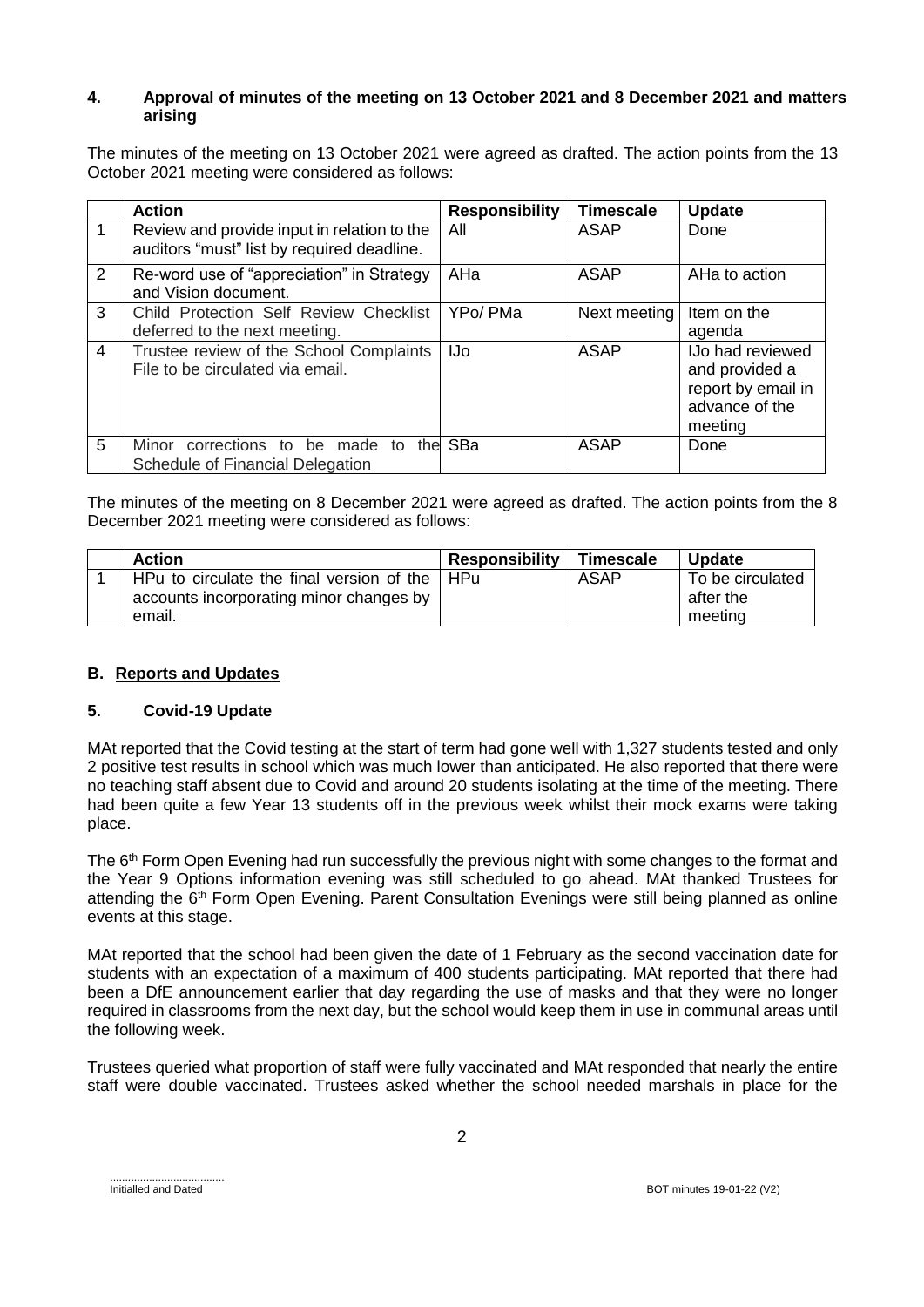## 4. Approval of minutes of the meeting on 13 October 2021 and 8 December 2021 and matters arising

The minutes of the meeting on 13 October 2021 were agreed as drafted. The action points from the 13 October 2021 meeting were considered as follows:

| | Action | Responsibility | Timescale | Update |
|---|---|---|---|---|
| 1 | Review and provide input in relation to the auditors "must" list by required deadline. | All | ASAP | Done |
| 2 | Re-word use of "appreciation" in Strategy and Vision document. | AHa | ASAP | AHa to action |
| 3 | Child Protection Self Review Checklist deferred to the next meeting. | YPo/ PMa | Next meeting | Item on the agenda |
| 4 | Trustee review of the School Complaints File to be circulated via email. | IJo | ASAP | IJo had reviewed and provided a report by email in advance of the meeting |
| 5 | Minor corrections to be made to the Schedule of Financial Delegation | SBa | ASAP | Done |

The minutes of the meeting on 8 December 2021 were agreed as drafted. The action points from the 8 December 2021 meeting were considered as follows:

| | Action | Responsibility | Timescale | Update |
|---|---|---|---|---|
| 1 | HPu to circulate the final version of the accounts incorporating minor changes by email. | HPu | ASAP | To be circulated after the meeting |

## B. Reports and Updates

## 5. Covid-19 Update

MAt reported that the Covid testing at the start of term had gone well with 1,327 students tested and only 2 positive test results in school which was much lower than anticipated. He also reported that there were no teaching staff absent due to Covid and around 20 students isolating at the time of the meeting. There had been quite a few Year 13 students off in the previous week whilst their mock exams were taking place.

The 6th Form Open Evening had run successfully the previous night with some changes to the format and the Year 9 Options information evening was still scheduled to go ahead. MAt thanked Trustees for attending the 6th Form Open Evening. Parent Consultation Evenings were still being planned as online events at this stage.

MAt reported that the school had been given the date of 1 February as the second vaccination date for students with an expectation of a maximum of 400 students participating. MAt reported that there had been a DfE announcement earlier that day regarding the use of masks and that they were no longer required in classrooms from the next day, but the school would keep them in use in communal areas until the following week.

Trustees queried what proportion of staff were fully vaccinated and MAt responded that nearly the entire staff were double vaccinated. Trustees asked whether the school needed marshals in place for the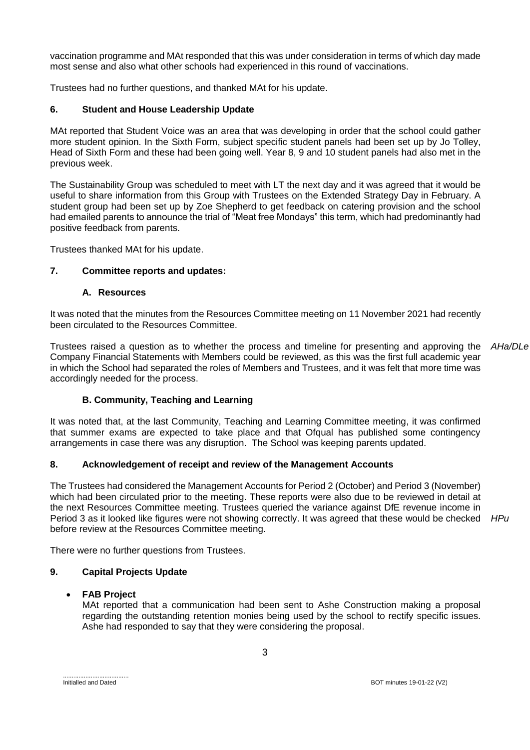vaccination programme and MAt responded that this was under consideration in terms of which day made most sense and also what other schools had experienced in this round of vaccinations.

Trustees had no further questions, and thanked MAt for his update.

## 6. Student and House Leadership Update

MAt reported that Student Voice was an area that was developing in order that the school could gather more student opinion. In the Sixth Form, subject specific student panels had been set up by Jo Tolley, Head of Sixth Form and these had been going well. Year 8, 9 and 10 student panels had also met in the previous week.

The Sustainability Group was scheduled to meet with LT the next day and it was agreed that it would be useful to share information from this Group with Trustees on the Extended Strategy Day in February. A student group had been set up by Zoe Shepherd to get feedback on catering provision and the school had emailed parents to announce the trial of "Meat free Mondays" this term, which had predominantly had positive feedback from parents.

Trustees thanked MAt for his update.

## 7. Committee reports and updates:

### A. Resources

It was noted that the minutes from the Resources Committee meeting on 11 November 2021 had recently been circulated to the Resources Committee.

Trustees raised a question as to whether the process and timeline for presenting and approving the Company Financial Statements with Members could be reviewed, as this was the first full academic year in which the School had separated the roles of Members and Trustees, and it was felt that more time was accordingly needed for the process. *AHa/DLe*

### B. Community, Teaching and Learning

It was noted that, at the last Community, Teaching and Learning Committee meeting, it was confirmed that summer exams are expected to take place and that Ofqual has published some contingency arrangements in case there was any disruption. The School was keeping parents updated.

## 8. Acknowledgement of receipt and review of the Management Accounts

The Trustees had considered the Management Accounts for Period 2 (October) and Period 3 (November) which had been circulated prior to the meeting. These reports were also due to be reviewed in detail at the next Resources Committee meeting. Trustees queried the variance against DfE revenue income in Period 3 as it looked like figures were not showing correctly. It was agreed that these would be checked before review at the Resources Committee meeting. *HPu*

There were no further questions from Trustees.

## 9. Capital Projects Update

- **FAB Project**

  MAt reported that a communication had been sent to Ashe Construction making a proposal regarding the outstanding retention monies being used by the school to rectify specific issues. Ashe had responded to say that they were considering the proposal.

....................................
Initialled and Dated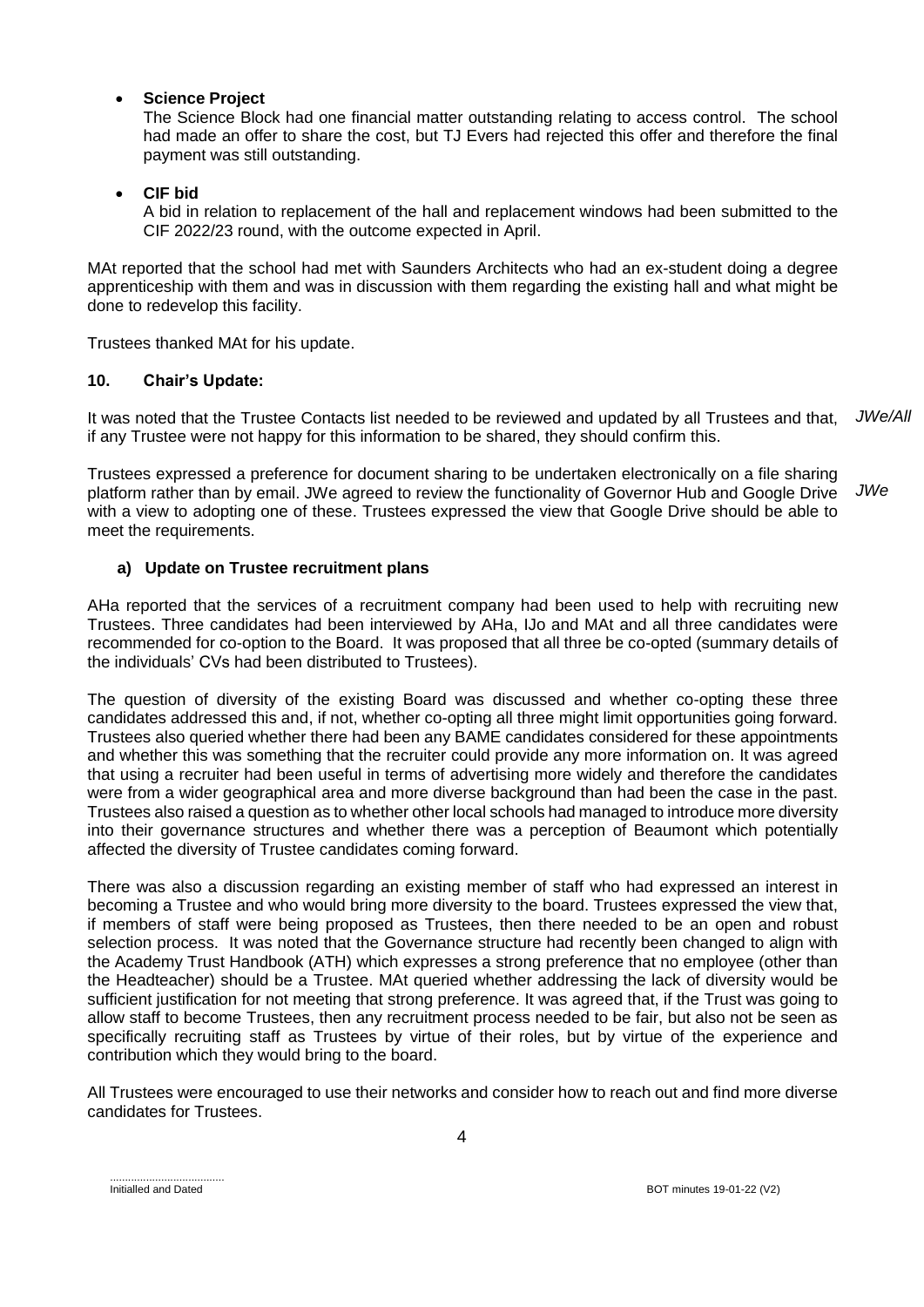- **Science Project**

  The Science Block had one financial matter outstanding relating to access control. The school had made an offer to share the cost, but TJ Evers had rejected this offer and therefore the final payment was still outstanding.

- **CIF bid**

  A bid in relation to replacement of the hall and replacement windows had been submitted to the CIF 2022/23 round, with the outcome expected in April.

MAt reported that the school had met with Saunders Architects who had an ex-student doing a degree apprenticeship with them and was in discussion with them regarding the existing hall and what might be done to redevelop this facility.

Trustees thanked MAt for his update.

### 10. Chair's Update:

It was noted that the Trustee Contacts list needed to be reviewed and updated by all Trustees and that, if any Trustee were not happy for this information to be shared, they should confirm this. *JWe/All*

Trustees expressed a preference for document sharing to be undertaken electronically on a file sharing platform rather than by email. JWe agreed to review the functionality of Governor Hub and Google Drive with a view to adopting one of these. Trustees expressed the view that Google Drive should be able to meet the requirements. *JWe*

#### a) Update on Trustee recruitment plans

AHa reported that the services of a recruitment company had been used to help with recruiting new Trustees. Three candidates had been interviewed by AHa, IJo and MAt and all three candidates were recommended for co-option to the Board. It was proposed that all three be co-opted (summary details of the individuals' CVs had been distributed to Trustees).

The question of diversity of the existing Board was discussed and whether co-opting these three candidates addressed this and, if not, whether co-opting all three might limit opportunities going forward. Trustees also queried whether there had been any BAME candidates considered for these appointments and whether this was something that the recruiter could provide any more information on. It was agreed that using a recruiter had been useful in terms of advertising more widely and therefore the candidates were from a wider geographical area and more diverse background than had been the case in the past. Trustees also raised a question as to whether other local schools had managed to introduce more diversity into their governance structures and whether there was a perception of Beaumont which potentially affected the diversity of Trustee candidates coming forward.

There was also a discussion regarding an existing member of staff who had expressed an interest in becoming a Trustee and who would bring more diversity to the board. Trustees expressed the view that, if members of staff were being proposed as Trustees, then there needed to be an open and robust selection process. It was noted that the Governance structure had recently been changed to align with the Academy Trust Handbook (ATH) which expresses a strong preference that no employee (other than the Headteacher) should be a Trustee. MAt queried whether addressing the lack of diversity would be sufficient justification for not meeting that strong preference. It was agreed that, if the Trust was going to allow staff to become Trustees, then any recruitment process needed to be fair, but also not be seen as specifically recruiting staff as Trustees by virtue of their roles, but by virtue of the experience and contribution which they would bring to the board.

All Trustees were encouraged to use their networks and consider how to reach out and find more diverse candidates for Trustees.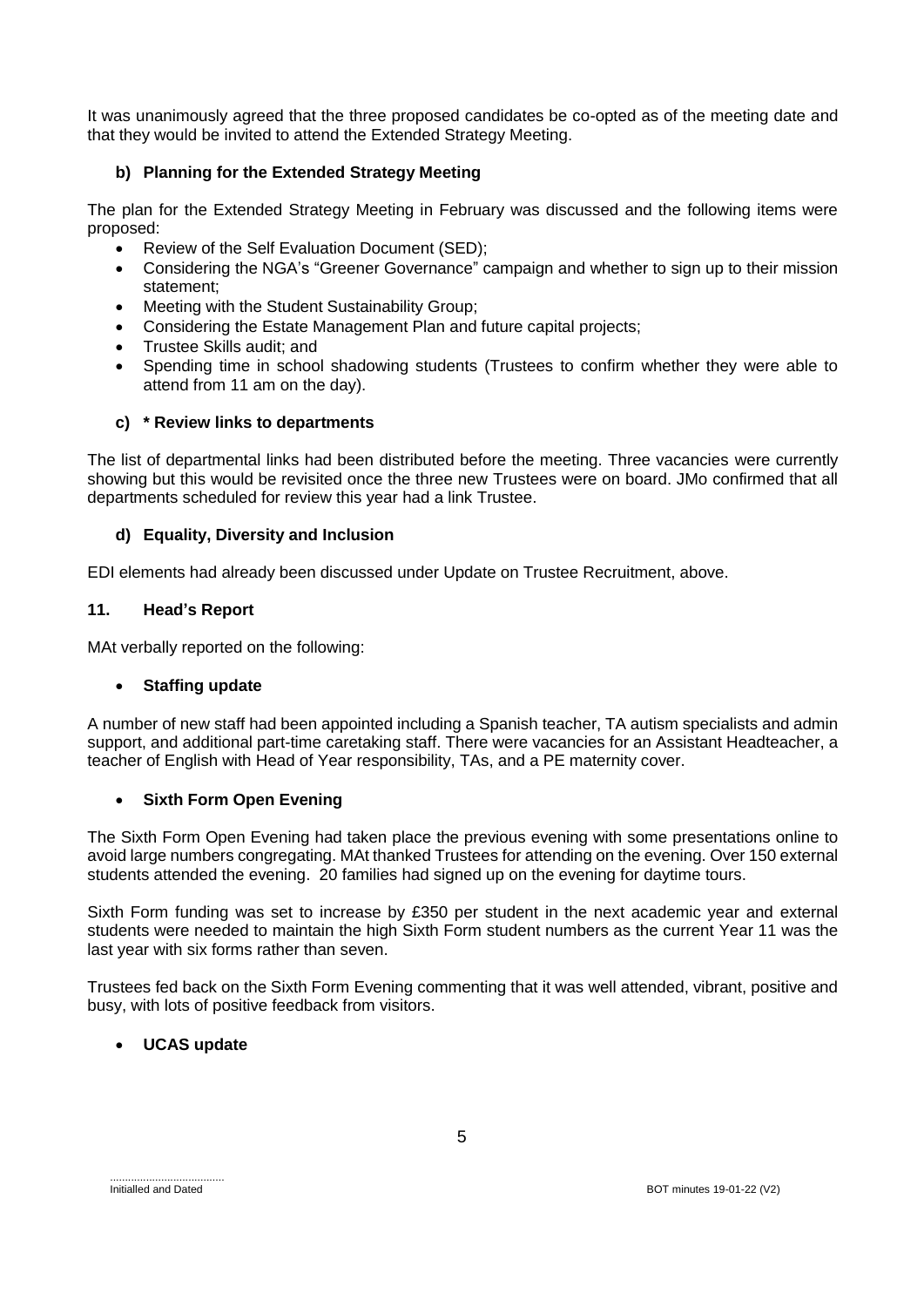It was unanimously agreed that the three proposed candidates be co-opted as of the meeting date and that they would be invited to attend the Extended Strategy Meeting.

### b) Planning for the Extended Strategy Meeting

The plan for the Extended Strategy Meeting in February was discussed and the following items were proposed:

- Review of the Self Evaluation Document (SED);
- Considering the NGA's "Greener Governance" campaign and whether to sign up to their mission statement;
- Meeting with the Student Sustainability Group;
- Considering the Estate Management Plan and future capital projects;
- Trustee Skills audit; and
- Spending time in school shadowing students (Trustees to confirm whether they were able to attend from 11 am on the day).

### c) * Review links to departments

The list of departmental links had been distributed before the meeting. Three vacancies were currently showing but this would be revisited once the three new Trustees were on board. JMo confirmed that all departments scheduled for review this year had a link Trustee.

### d) Equality, Diversity and Inclusion

EDI elements had already been discussed under Update on Trustee Recruitment, above.

## 11. Head's Report

MAt verbally reported on the following:

- **Staffing update**

A number of new staff had been appointed including a Spanish teacher, TA autism specialists and admin support, and additional part-time caretaking staff. There were vacancies for an Assistant Headteacher, a teacher of English with Head of Year responsibility, TAs, and a PE maternity cover.

- **Sixth Form Open Evening**

The Sixth Form Open Evening had taken place the previous evening with some presentations online to avoid large numbers congregating. MAt thanked Trustees for attending on the evening. Over 150 external students attended the evening. 20 families had signed up on the evening for daytime tours.

Sixth Form funding was set to increase by £350 per student in the next academic year and external students were needed to maintain the high Sixth Form student numbers as the current Year 11 was the last year with six forms rather than seven.

Trustees fed back on the Sixth Form Evening commenting that it was well attended, vibrant, positive and busy, with lots of positive feedback from visitors.

- **UCAS update**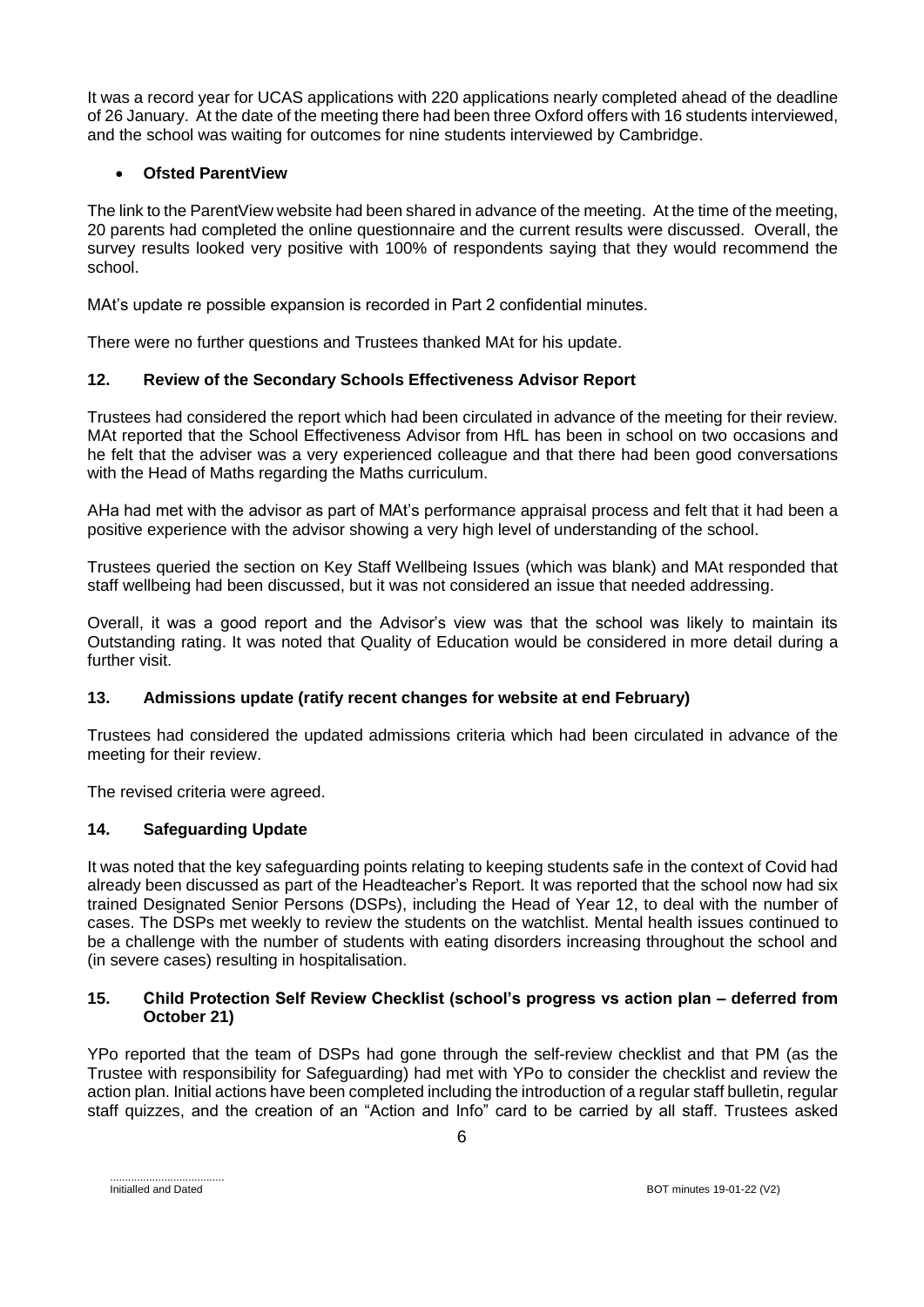It was a record year for UCAS applications with 220 applications nearly completed ahead of the deadline of 26 January. At the date of the meeting there had been three Oxford offers with 16 students interviewed, and the school was waiting for outcomes for nine students interviewed by Cambridge.

- **Ofsted ParentView**

The link to the ParentView website had been shared in advance of the meeting. At the time of the meeting, 20 parents had completed the online questionnaire and the current results were discussed. Overall, the survey results looked very positive with 100% of respondents saying that they would recommend the school.

MAt's update re possible expansion is recorded in Part 2 confidential minutes.

There were no further questions and Trustees thanked MAt for his update.

## 12. Review of the Secondary Schools Effectiveness Advisor Report

Trustees had considered the report which had been circulated in advance of the meeting for their review. MAt reported that the School Effectiveness Advisor from HfL has been in school on two occasions and he felt that the adviser was a very experienced colleague and that there had been good conversations with the Head of Maths regarding the Maths curriculum.

AHa had met with the advisor as part of MAt's performance appraisal process and felt that it had been a positive experience with the advisor showing a very high level of understanding of the school.

Trustees queried the section on Key Staff Wellbeing Issues (which was blank) and MAt responded that staff wellbeing had been discussed, but it was not considered an issue that needed addressing.

Overall, it was a good report and the Advisor's view was that the school was likely to maintain its Outstanding rating. It was noted that Quality of Education would be considered in more detail during a further visit.

## 13. Admissions update (ratify recent changes for website at end February)

Trustees had considered the updated admissions criteria which had been circulated in advance of the meeting for their review.

The revised criteria were agreed.

## 14. Safeguarding Update

It was noted that the key safeguarding points relating to keeping students safe in the context of Covid had already been discussed as part of the Headteacher's Report. It was reported that the school now had six trained Designated Senior Persons (DSPs), including the Head of Year 12, to deal with the number of cases. The DSPs met weekly to review the students on the watchlist. Mental health issues continued to be a challenge with the number of students with eating disorders increasing throughout the school and (in severe cases) resulting in hospitalisation.

## 15. Child Protection Self Review Checklist (school's progress vs action plan – deferred from October 21)

YPo reported that the team of DSPs had gone through the self-review checklist and that PM (as the Trustee with responsibility for Safeguarding) had met with YPo to consider the checklist and review the action plan. Initial actions have been completed including the introduction of a regular staff bulletin, regular staff quizzes, and the creation of an "Action and Info" card to be carried by all staff. Trustees asked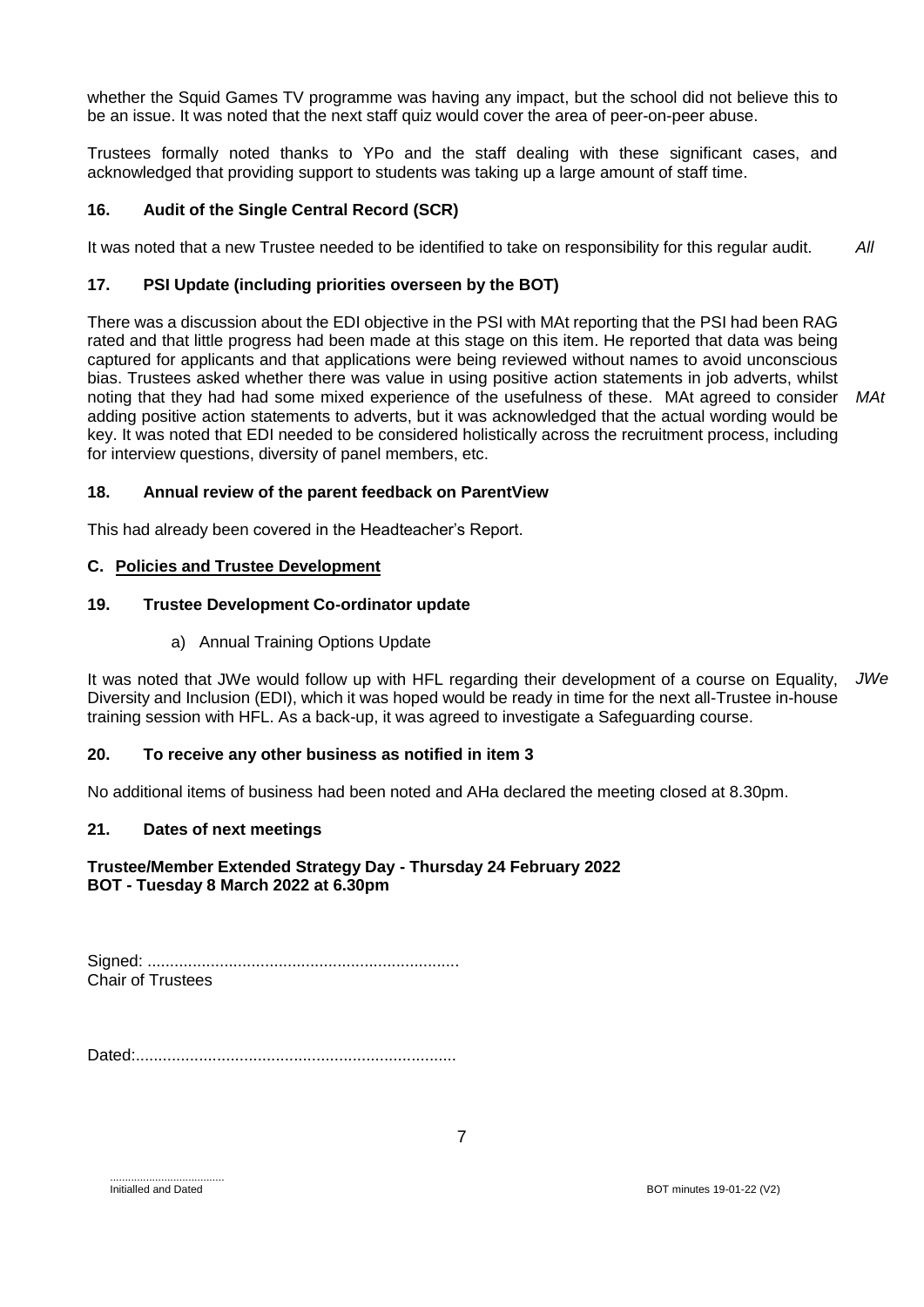whether the Squid Games TV programme was having any impact, but the school did not believe this to be an issue. It was noted that the next staff quiz would cover the area of peer-on-peer abuse.

Trustees formally noted thanks to YPo and the staff dealing with these significant cases, and acknowledged that providing support to students was taking up a large amount of staff time.

### 16. Audit of the Single Central Record (SCR)

It was noted that a new Trustee needed to be identified to take on responsibility for this regular audit. *All*

### 17. PSI Update (including priorities overseen by the BOT)

There was a discussion about the EDI objective in the PSI with MAt reporting that the PSI had been RAG rated and that little progress had been made at this stage on this item. He reported that data was being captured for applicants and that applications were being reviewed without names to avoid unconscious bias. Trustees asked whether there was value in using positive action statements in job adverts, whilst noting that they had had some mixed experience of the usefulness of these. MAt agreed to consider adding positive action statements to adverts, but it was acknowledged that the actual wording would be key. It was noted that EDI needed to be considered holistically across the recruitment process, including for interview questions, diversity of panel members, etc. *MAt*

### 18. Annual review of the parent feedback on ParentView

This had already been covered in the Headteacher's Report.

## C. Policies and Trustee Development

### 19. Trustee Development Co-ordinator update

a) Annual Training Options Update

It was noted that JWe would follow up with HFL regarding their development of a course on Equality, Diversity and Inclusion (EDI), which it was hoped would be ready in time for the next all-Trustee in-house training session with HFL. As a back-up, it was agreed to investigate a Safeguarding course. *JWe*

### 20. To receive any other business as notified in item 3

No additional items of business had been noted and AHa declared the meeting closed at 8.30pm.

### 21. Dates of next meetings

**Trustee/Member Extended Strategy Day - Thursday 24 February 2022**
**BOT - Tuesday 8 March 2022 at 6.30pm**

Signed: .....................................................................
Chair of Trustees

Dated:.......................................................................

.....................................
Initialled and Dated

BOT minutes 19-01-22 (V2)